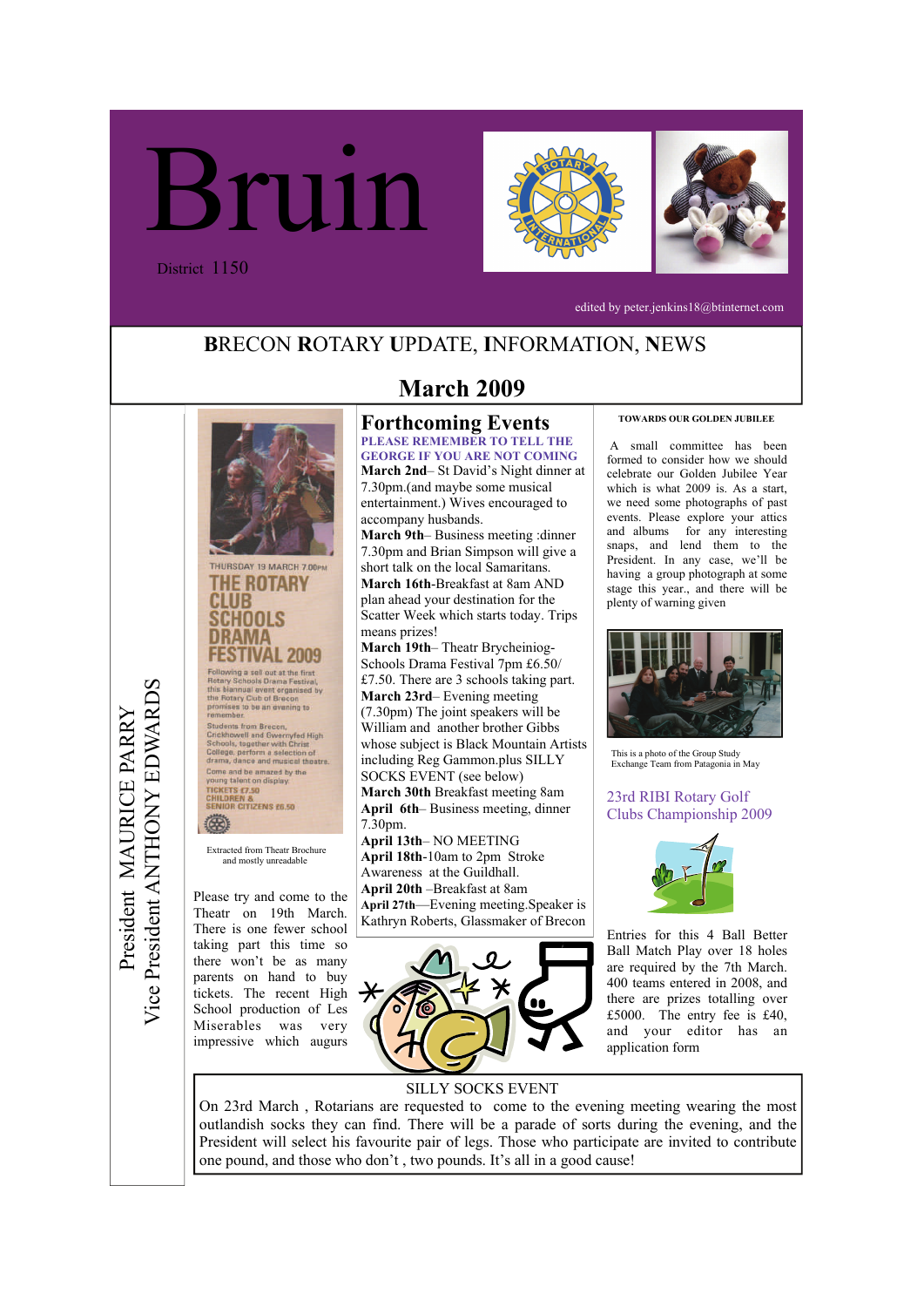# Bruin

District 1150

edited by peter.jenkins18@btinternet.com

## BRECON ROTARY UPDATE, INFORMATION, NEWS

## March 2009

President MAURICE PARRY
Vice President ANTHONY EDWARDS

THURSDAY 19 MARCH 7.00PM

THE ROTARY CLUB SCHOOLS DRAMA FESTIVAL 2009

Following a sell out at the first Rotary Schools Drama Festival, this biannual event organised by the Rotary Club of Brecon promises to be an evening to remember.

Students from Brecon, Crickhowell and Gwernyfed High Schools, together with Christ College, perform a selection of drama, dance and musical theatre.

Come and be amazed by the young talent on display.

TICKETS £7.50
CHILDREN & SENIOR CITIZENS £6.50

Extracted from Theatr Brochure and mostly unreadable

Please try and come to the Theatr on 19th March. There is one fewer school taking part this time so there won't be as many parents on hand to buy tickets. The recent High School production of Les Miserables was very impressive which augurs

### Forthcoming Events

**PLEASE REMEMBER TO TELL THE GEORGE IF YOU ARE NOT COMING**

**March 2nd**– St David's Night dinner at 7.30pm.(and maybe some musical entertainment.) Wives encouraged to accompany husbands.

**March 9th**– Business meeting :dinner 7.30pm and Brian Simpson will give a short talk on the local Samaritans.

**March 16th**-Breakfast at 8am AND plan ahead your destination for the Scatter Week which starts today. Trips means prizes!

**March 19th**– Theatr Brycheiniog- Schools Drama Festival 7pm £6.50/ £7.50. There are 3 schools taking part.

**March 23rd**– Evening meeting (7.30pm) The joint speakers will be William and another brother Gibbs whose subject is Black Mountain Artists including Reg Gammon.plus SILLY SOCKS EVENT (see below)

**March 30th** Breakfast meeting 8am

**April 6th**– Business meeting, dinner 7.30pm.

**April 13th**– NO MEETING

**April 18th**-10am to 2pm Stroke Awareness at the Guildhall.

**April 20th** –Breakfast at 8am

**April 27th**—Evening meeting.Speaker is Kathryn Roberts, Glassmaker of Brecon

### TOWARDS OUR GOLDEN JUBILEE

A small committee has been formed to consider how we should celebrate our Golden Jubilee Year which is what 2009 is. As a start, we need some photographs of past events. Please explore your attics and albums for any interesting snaps, and lend them to the President. In any case, we'll be having a group photograph at some stage this year., and there will be plenty of warning given

This is a photo of the Group Study Exchange Team from Patagonia in May

### 23rd RIBI Rotary Golf Clubs Championship 2009

Entries for this 4 Ball Better Ball Match Play over 18 holes are required by the 7th March. 400 teams entered in 2008, and there are prizes totalling over £5000. The entry fee is £40, and your editor has an application form

### SILLY SOCKS EVENT

On 23rd March , Rotarians are requested to come to the evening meeting wearing the most outlandish socks they can find. There will be a parade of sorts during the evening, and the President will select his favourite pair of legs. Those who participate are invited to contribute one pound, and those who don't , two pounds. It's all in a good cause!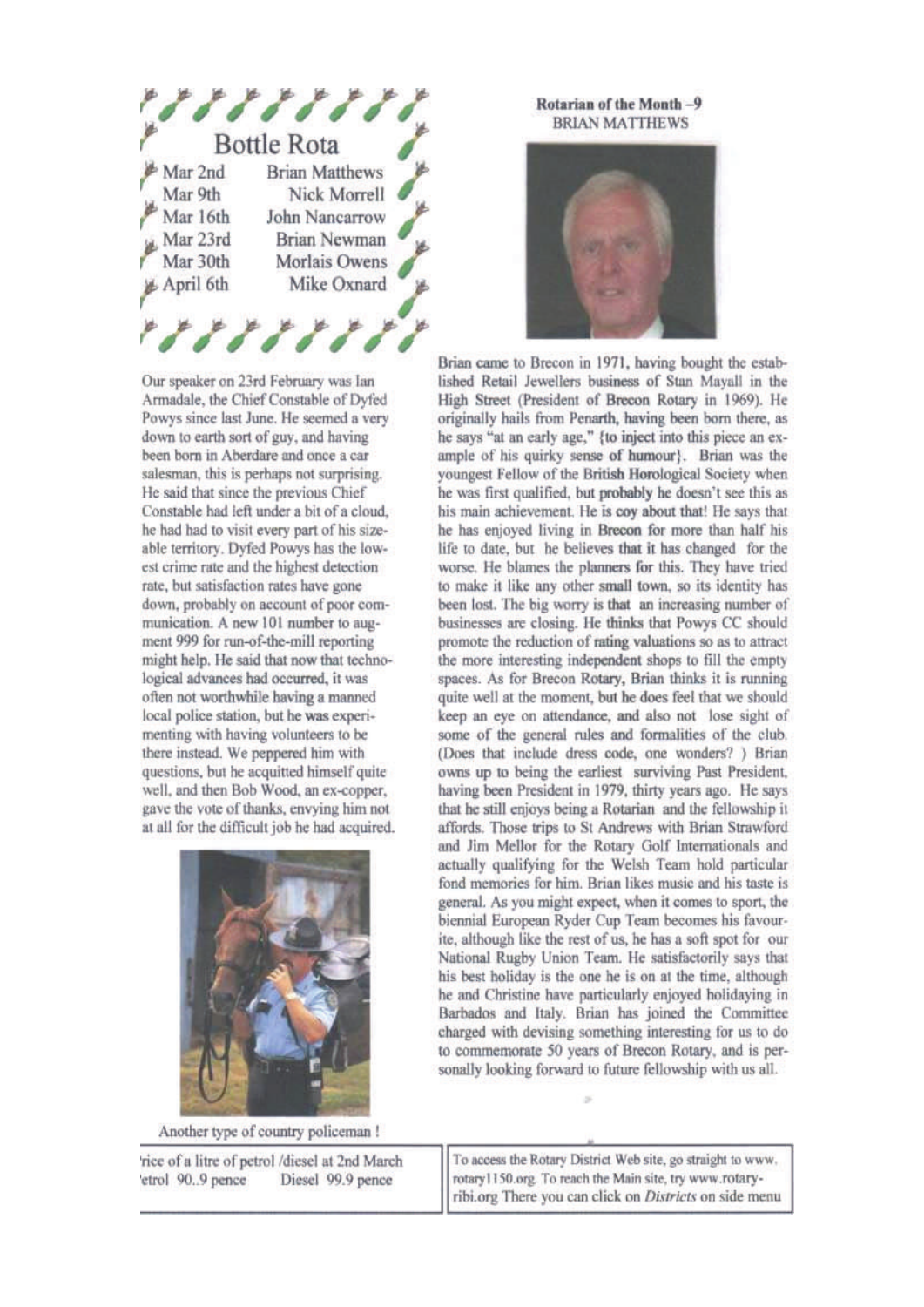## Bottle Rota

| | |
|---|---|
| Mar 2nd | Brian Matthews |
| Mar 9th | Nick Morrell |
| Mar 16th | John Nancarrow |
| Mar 23rd | Brian Newman |
| Mar 30th | Morlais Owens |
| April 6th | Mike Oxnard |

Our speaker on 23rd February was Ian Armadale, the Chief Constable of Dyfed Powys since last June. He seemed a very down to earth sort of guy, and having been born in Aberdare and once a car salesman, this is perhaps not surprising. He said that since the previous Chief Constable had left under a bit of a cloud, he had had to visit every part of his sizeable territory. Dyfed Powys has the lowest crime rate and the highest detection rate, but satisfaction rates have gone down, probably on account of poor communication. A new 101 number to augment 999 for run-of-the-mill reporting might help. He said that now that technological advances had occurred, it was often not worthwhile having a manned local police station, but he was experimenting with having volunteers to be there instead. We peppered him with questions, but he acquitted himself quite well, and then Bob Wood, an ex-copper, gave the vote of thanks, envying him not at all for the difficult job he had acquired.

Another type of country policeman !

Price of a litre of petrol /diesel at 2nd March
Petrol 90..9 pence Diesel 99.9 pence

### Rotarian of the Month –9
### BRIAN MATTHEWS

Brian came to Brecon in 1971, having bought the established Retail Jewellers business of Stan Mayall in the High Street (President of Brecon Rotary in 1969). He originally hails from Penarth, having been born there, as he says "at an early age," {to inject into this piece an example of his quirky sense of humour}. Brian was the youngest Fellow of the British Horological Society when he was first qualified, but probably he doesn't see this as his main achievement. He is coy about that! He says that he has enjoyed living in Brecon for more than half his life to date, but he believes that it has changed for the worse. He blames the planners for this. They have tried to make it like any other small town, so its identity has been lost. The big worry is that an increasing number of businesses are closing. He thinks that Powys CC should promote the reduction of rating valuations so as to attract the more interesting independent shops to fill the empty spaces. As for Brecon Rotary, Brian thinks it is running quite well at the moment, but he does feel that we should keep an eye on attendance, and also not lose sight of some of the general rules and formalities of the club. (Does that include dress code, one wonders? ) Brian owns up to being the earliest surviving Past President, having been President in 1979, thirty years ago. He says that he still enjoys being a Rotarian and the fellowship it affords. Those trips to St Andrews with Brian Strawford and Jim Mellor for the Rotary Golf Internationals and actually qualifying for the Welsh Team hold particular fond memories for him. Brian likes music and his taste is general. As you might expect, when it comes to sport, the biennial European Ryder Cup Team becomes his favourite, although like the rest of us, he has a soft spot for our National Rugby Union Team. He satisfactorily says that his best holiday is the one he is on at the time, although he and Christine have particularly enjoyed holidaying in Barbados and Italy. Brian has joined the Committee charged with devising something interesting for us to do to commemorate 50 years of Brecon Rotary, and is personally looking forward to future fellowship with us all.

To access the Rotary District Web site, go straight to www.rotary1150.org. To reach the Main site, try www.rotaryribi.org There you can click on *Districts* on side menu